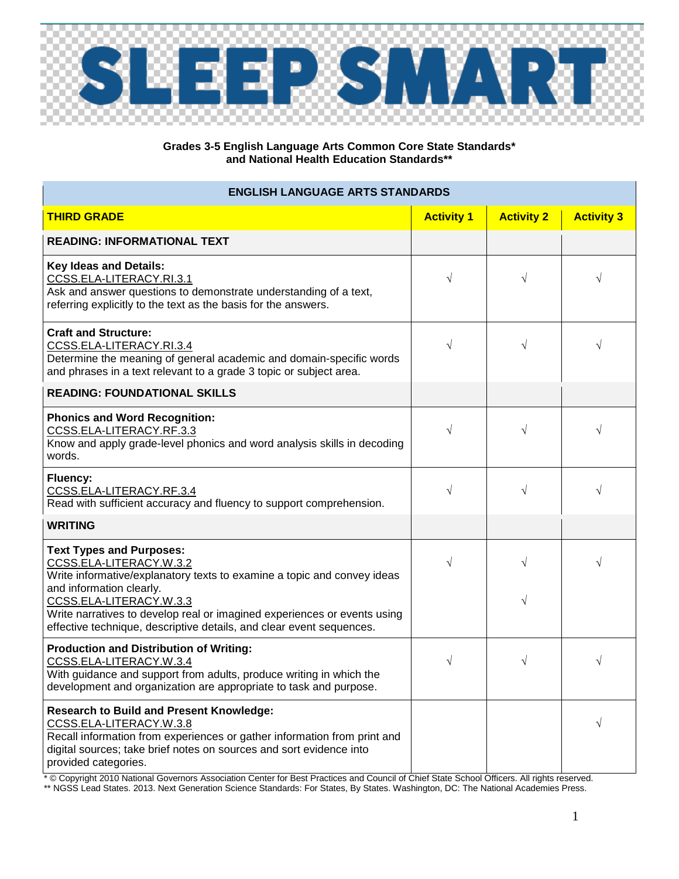# SLEEP SMART

**Grades 3-5 English Language Arts Common Core State Standards\***
**and National Health Education Standards\*\***

| ENGLISH LANGUAGE ARTS STANDARDS | | | |
|---|---|---|---|
| **THIRD GRADE** | **Activity 1** | **Activity 2** | **Activity 3** |
| **READING: INFORMATIONAL TEXT** | | | |
| **Key Ideas and Details:** CCSS.ELA-LITERACY.RI.3.1 Ask and answer questions to demonstrate understanding of a text, referring explicitly to the text as the basis for the answers. | √ | √ | √ |
| **Craft and Structure:** CCSS.ELA-LITERACY.RI.3.4 Determine the meaning of general academic and domain-specific words and phrases in a text relevant to a grade 3 topic or subject area. | √ | √ | √ |
| **READING: FOUNDATIONAL SKILLS** | | | |
| **Phonics and Word Recognition:** CCSS.ELA-LITERACY.RF.3.3 Know and apply grade-level phonics and word analysis skills in decoding words. | √ | √ | √ |
| **Fluency:** CCSS.ELA-LITERACY.RF.3.4 Read with sufficient accuracy and fluency to support comprehension. | √ | √ | √ |
| **WRITING** | | | |
| **Text Types and Purposes:** CCSS.ELA-LITERACY.W.3.2 Write informative/explanatory texts to examine a topic and convey ideas and information clearly. | √ | √ | √ |
| CCSS.ELA-LITERACY.W.3.3 Write narratives to develop real or imagined experiences or events using effective technique, descriptive details, and clear event sequences. | | √ | |
| **Production and Distribution of Writing:** CCSS.ELA-LITERACY.W.3.4 With guidance and support from adults, produce writing in which the development and organization are appropriate to task and purpose. | √ | √ | √ |
| **Research to Build and Present Knowledge:** CCSS.ELA-LITERACY.W.3.8 Recall information from experiences or gather information from print and digital sources; take brief notes on sources and sort evidence into provided categories. | | | √ |

\* © Copyright 2010 National Governors Association Center for Best Practices and Council of Chief State School Officers. All rights reserved.
\*\* NGSS Lead States. 2013. Next Generation Science Standards: For States, By States. Washington, DC: The National Academies Press.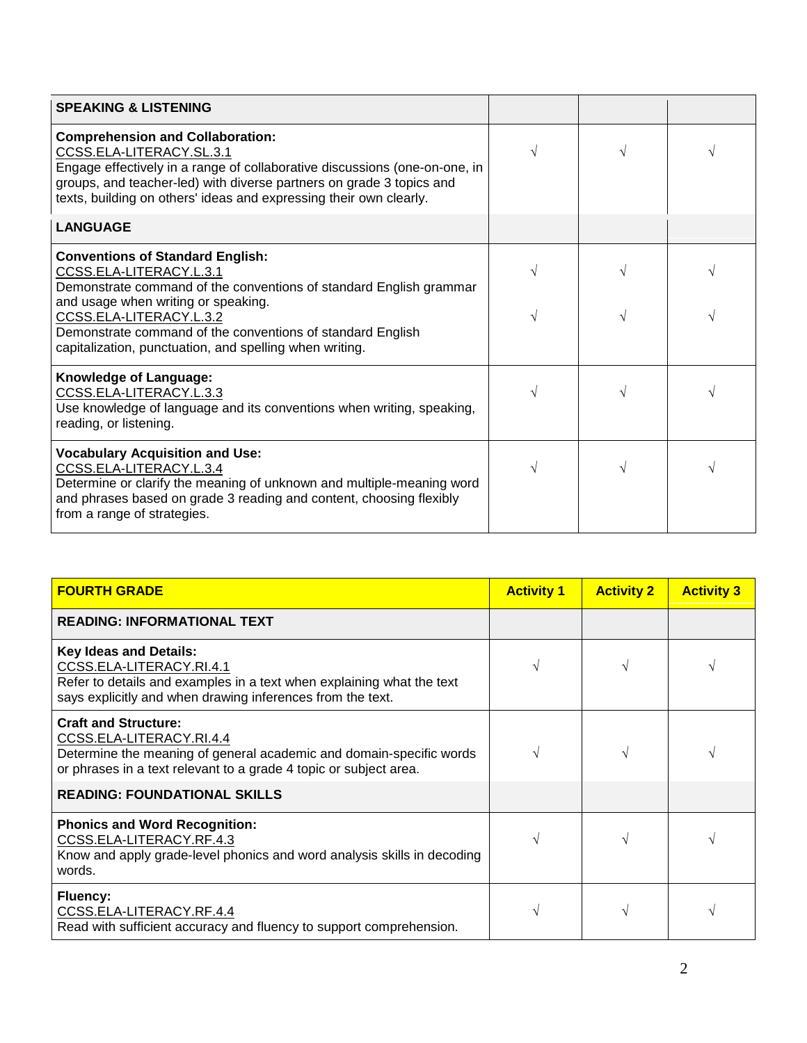| SPEAKING & LISTENING | | | |
|---|---|---|---|
| **Comprehension and Collaboration:**<br>CCSS.ELA-LITERACY.SL.3.1<br>Engage effectively in a range of collaborative discussions (one-on-one, in groups, and teacher-led) with diverse partners on grade 3 topics and texts, building on others' ideas and expressing their own clearly. | √ | √ | √ |
| **LANGUAGE** | | | |
| **Conventions of Standard English:**<br>CCSS.ELA-LITERACY.L.3.1<br>Demonstrate command of the conventions of standard English grammar and usage when writing or speaking.<br>CCSS.ELA-LITERACY.L.3.2<br>Demonstrate command of the conventions of standard English capitalization, punctuation, and spelling when writing. | √<br>√ | √<br>√ | √<br>√ |
| **Knowledge of Language:**<br>CCSS.ELA-LITERACY.L.3.3<br>Use knowledge of language and its conventions when writing, speaking, reading, or listening. | √ | √ | √ |
| **Vocabulary Acquisition and Use:**<br>CCSS.ELA-LITERACY.L.3.4<br>Determine or clarify the meaning of unknown and multiple-meaning word and phrases based on grade 3 reading and content, choosing flexibly from a range of strategies. | √ | √ | √ |

| FOURTH GRADE | Activity 1 | Activity 2 | Activity 3 |
|---|---|---|---|
| **READING: INFORMATIONAL TEXT** | | | |
| **Key Ideas and Details:**<br>CCSS.ELA-LITERACY.RI.4.1<br>Refer to details and examples in a text when explaining what the text says explicitly and when drawing inferences from the text. | √ | √ | √ |
| **Craft and Structure:**<br>CCSS.ELA-LITERACY.RI.4.4<br>Determine the meaning of general academic and domain-specific words or phrases in a text relevant to a grade 4 topic or subject area. | √ | √ | √ |
| **READING: FOUNDATIONAL SKILLS** | | | |
| **Phonics and Word Recognition:**<br>CCSS.ELA-LITERACY.RF.4.3<br>Know and apply grade-level phonics and word analysis skills in decoding words. | √ | √ | √ |
| **Fluency:**<br>CCSS.ELA-LITERACY.RF.4.4<br>Read with sufficient accuracy and fluency to support comprehension. | √ | √ | √ |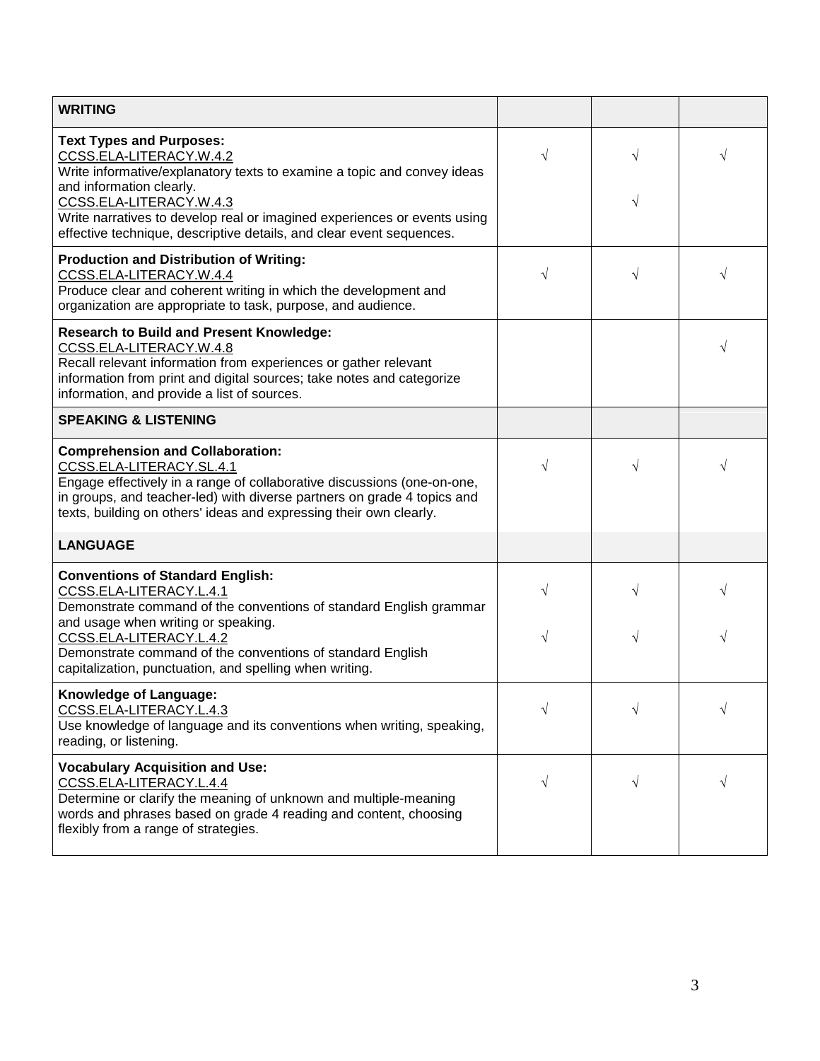| WRITING | | | |
|---|---|---|---|
| **Text Types and Purposes:**<br>CCSS.ELA-LITERACY.W.4.2<br>Write informative/explanatory texts to examine a topic and convey ideas and information clearly.<br>CCSS.ELA-LITERACY.W.4.3<br>Write narratives to develop real or imagined experiences or events using effective technique, descriptive details, and clear event sequences. | √ | √<br><br>√ | √ |
| **Production and Distribution of Writing:**<br>CCSS.ELA-LITERACY.W.4.4<br>Produce clear and coherent writing in which the development and organization are appropriate to task, purpose, and audience. | √ | √ | √ |
| **Research to Build and Present Knowledge:**<br>CCSS.ELA-LITERACY.W.4.8<br>Recall relevant information from experiences or gather relevant information from print and digital sources; take notes and categorize information, and provide a list of sources. | | | √ |
| **SPEAKING & LISTENING** | | | |
| **Comprehension and Collaboration:**<br>CCSS.ELA-LITERACY.SL.4.1<br>Engage effectively in a range of collaborative discussions (one-on-one, in groups, and teacher-led) with diverse partners on grade 4 topics and texts, building on others' ideas and expressing their own clearly. | √ | √ | √ |
| **LANGUAGE** | | | |
| **Conventions of Standard English:**<br>CCSS.ELA-LITERACY.L.4.1<br>Demonstrate command of the conventions of standard English grammar and usage when writing or speaking.<br>CCSS.ELA-LITERACY.L.4.2<br>Demonstrate command of the conventions of standard English capitalization, punctuation, and spelling when writing. | √<br><br>√ | √<br><br>√ | √<br><br>√ |
| **Knowledge of Language:**<br>CCSS.ELA-LITERACY.L.4.3<br>Use knowledge of language and its conventions when writing, speaking, reading, or listening. | √ | √ | √ |
| **Vocabulary Acquisition and Use:**<br>CCSS.ELA-LITERACY.L.4.4<br>Determine or clarify the meaning of unknown and multiple-meaning words and phrases based on grade 4 reading and content, choosing flexibly from a range of strategies. | √ | √ | √ |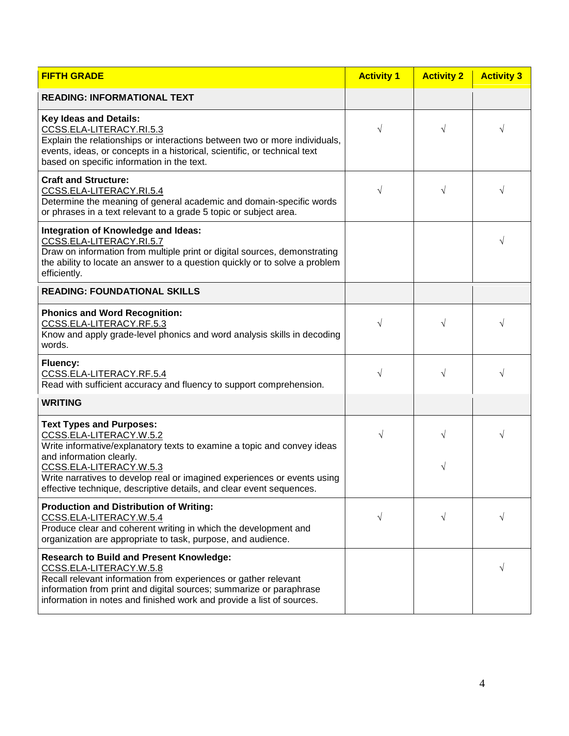| FIFTH GRADE | Activity 1 | Activity 2 | Activity 3 |
|---|---|---|---|
| **READING: INFORMATIONAL TEXT** | | | |
| **Key Ideas and Details:**<br>CCSS.ELA-LITERACY.RI.5.3<br>Explain the relationships or interactions between two or more individuals, events, ideas, or concepts in a historical, scientific, or technical text based on specific information in the text. | √ | √ | √ |
| **Craft and Structure:**<br>CCSS.ELA-LITERACY.RI.5.4<br>Determine the meaning of general academic and domain-specific words or phrases in a text relevant to a grade 5 topic or subject area. | √ | √ | √ |
| **Integration of Knowledge and Ideas:**<br>CCSS.ELA-LITERACY.RI.5.7<br>Draw on information from multiple print or digital sources, demonstrating the ability to locate an answer to a question quickly or to solve a problem efficiently. | | | √ |
| **READING: FOUNDATIONAL SKILLS** | | | |
| **Phonics and Word Recognition:**<br>CCSS.ELA-LITERACY.RF.5.3<br>Know and apply grade-level phonics and word analysis skills in decoding words. | √ | √ | √ |
| **Fluency:**<br>CCSS.ELA-LITERACY.RF.5.4<br>Read with sufficient accuracy and fluency to support comprehension. | √ | √ | √ |
| **WRITING** | | | |
| **Text Types and Purposes:**<br>CCSS.ELA-LITERACY.W.5.2<br>Write informative/explanatory texts to examine a topic and convey ideas and information clearly.<br>CCSS.ELA-LITERACY.W.5.3<br>Write narratives to develop real or imagined experiences or events using effective technique, descriptive details, and clear event sequences. | √ | √<br><br>√ | √ |
| **Production and Distribution of Writing:**<br>CCSS.ELA-LITERACY.W.5.4<br>Produce clear and coherent writing in which the development and organization are appropriate to task, purpose, and audience. | √ | √ | √ |
| **Research to Build and Present Knowledge:**<br>CCSS.ELA-LITERACY.W.5.8<br>Recall relevant information from experiences or gather relevant information from print and digital sources; summarize or paraphrase information in notes and finished work and provide a list of sources. | | | √ |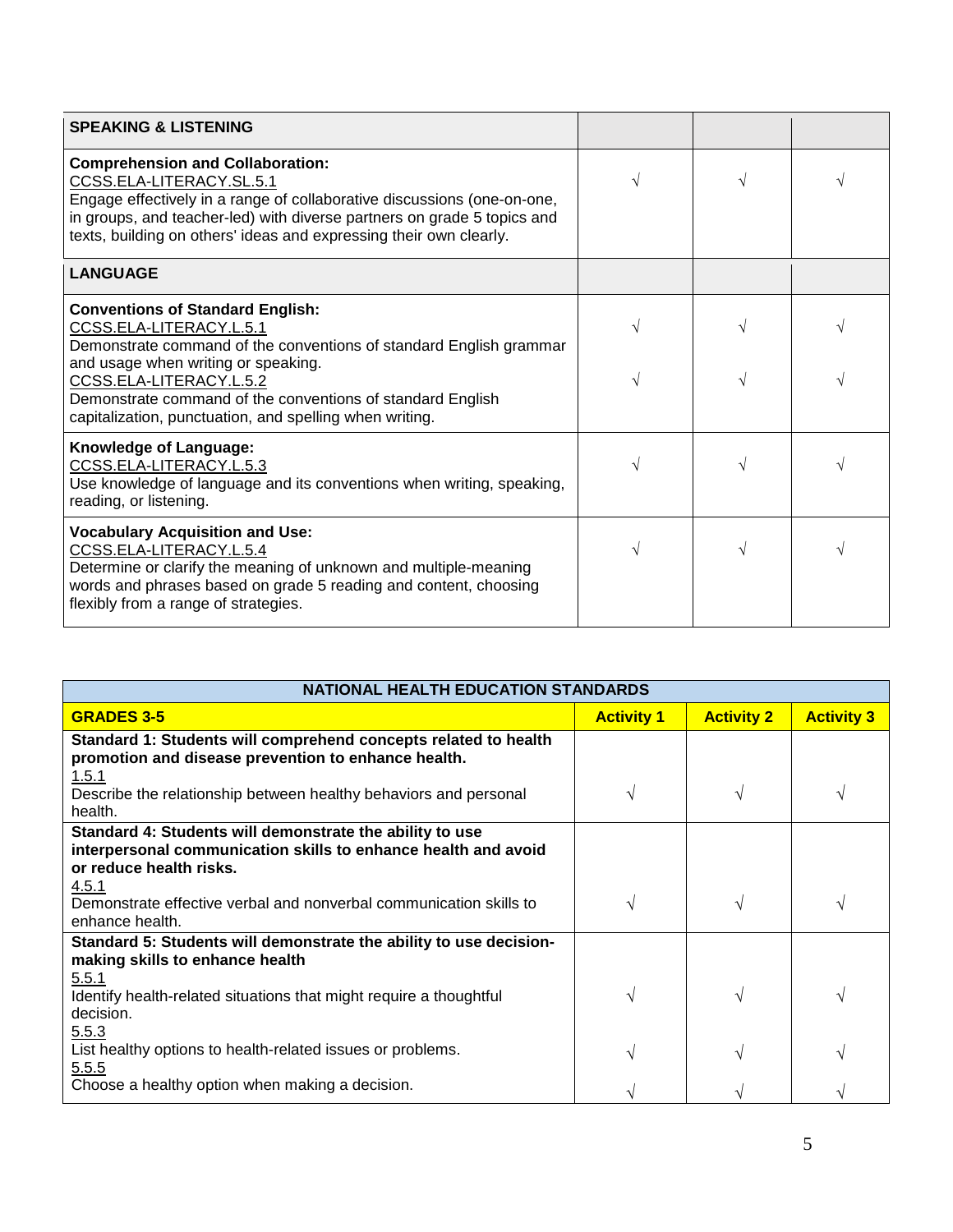| SPEAKING & LISTENING | | | |
| --- | --- | --- | --- |
| **Comprehension and Collaboration:**<br>CCSS.ELA-LITERACY.SL.5.1<br>Engage effectively in a range of collaborative discussions (one-on-one, in groups, and teacher-led) with diverse partners on grade 5 topics and texts, building on others' ideas and expressing their own clearly. | √ | √ | √ |
| **LANGUAGE** | | | |
| **Conventions of Standard English:**<br>CCSS.ELA-LITERACY.L.5.1<br>Demonstrate command of the conventions of standard English grammar and usage when writing or speaking.<br>CCSS.ELA-LITERACY.L.5.2<br>Demonstrate command of the conventions of standard English capitalization, punctuation, and spelling when writing. | √<br><br>√ | √<br><br>√ | √<br><br>√ |
| **Knowledge of Language:**<br>CCSS.ELA-LITERACY.L.5.3<br>Use knowledge of language and its conventions when writing, speaking, reading, or listening. | √ | √ | √ |
| **Vocabulary Acquisition and Use:**<br>CCSS.ELA-LITERACY.L.5.4<br>Determine or clarify the meaning of unknown and multiple-meaning words and phrases based on grade 5 reading and content, choosing flexibly from a range of strategies. | √ | √ | √ |

| NATIONAL HEALTH EDUCATION STANDARDS | | | |
| --- | --- | --- | --- |
| **GRADES 3-5** | **Activity 1** | **Activity 2** | **Activity 3** |
| **Standard 1: Students will comprehend concepts related to health promotion and disease prevention to enhance health.**<br>1.5.1<br>Describe the relationship between healthy behaviors and personal health. | √ | √ | √ |
| **Standard 4: Students will demonstrate the ability to use interpersonal communication skills to enhance health and avoid or reduce health risks.**<br>4.5.1<br>Demonstrate effective verbal and nonverbal communication skills to enhance health. | √ | √ | √ |
| **Standard 5: Students will demonstrate the ability to use decision-making skills to enhance health**<br>5.5.1<br>Identify health-related situations that might require a thoughtful decision.<br>5.5.3<br>List healthy options to health-related issues or problems.<br>5.5.5<br>Choose a healthy option when making a decision. | √<br><br>√<br><br>√ | √<br><br>√<br><br>√ | √<br><br>√<br><br>√ |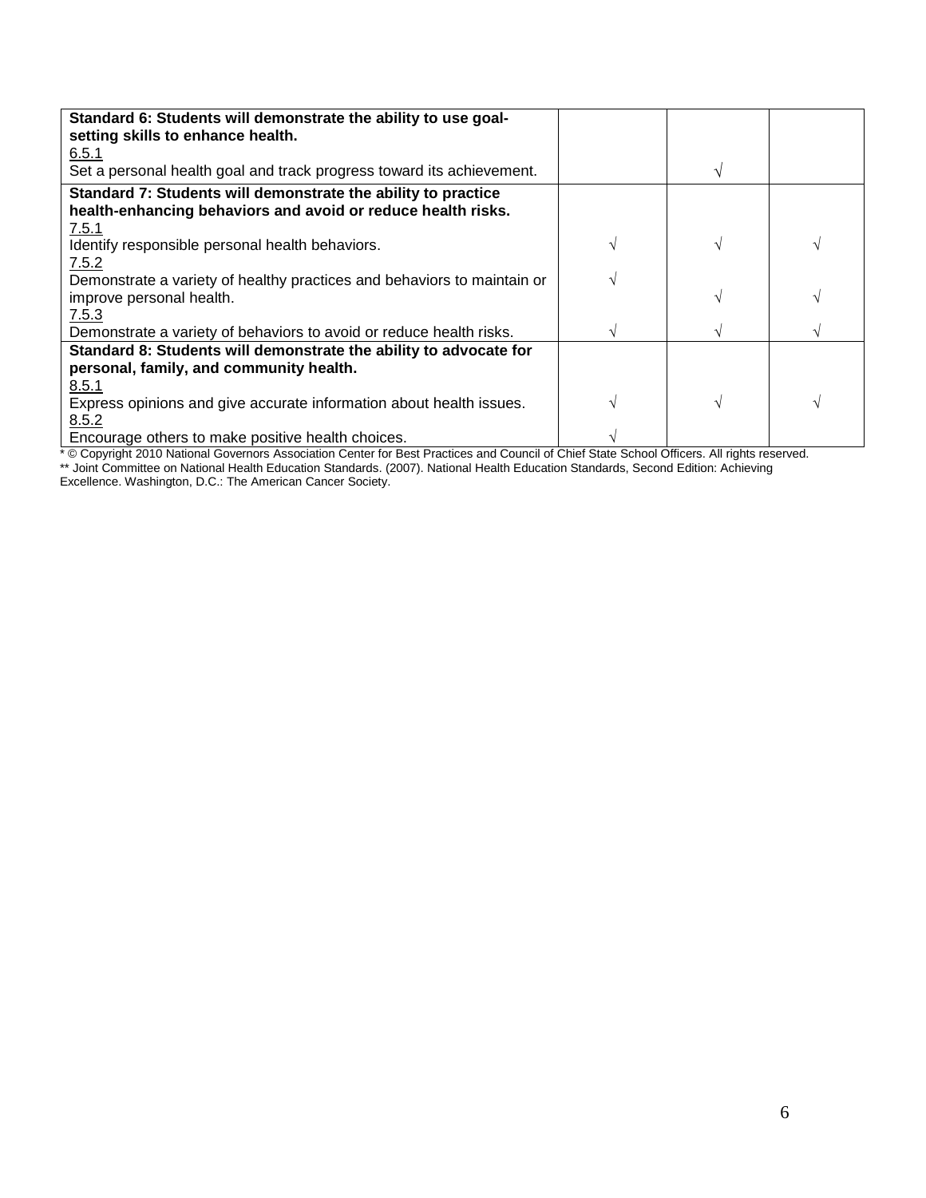| | | | |
|---|---|---|---|
| **Standard 6: Students will demonstrate the ability to use goal-setting skills to enhance health.** | | | |
| 6.5.1 Set a personal health goal and track progress toward its achievement. | | √ | |
| **Standard 7: Students will demonstrate the ability to practice health-enhancing behaviors and avoid or reduce health risks.** | | | |
| 7.5.1 Identify responsible personal health behaviors. | √ | √ | √ |
| 7.5.2 Demonstrate a variety of healthy practices and behaviors to maintain or improve personal health. | √ | √ | √ |
| 7.5.3 Demonstrate a variety of behaviors to avoid or reduce health risks. | √ | √ | √ |
| **Standard 8: Students will demonstrate the ability to advocate for personal, family, and community health.** | | | |
| 8.5.1 Express opinions and give accurate information about health issues. | √ | √ | √ |
| 8.5.2 Encourage others to make positive health choices. | √ | | |

* © Copyright 2010 National Governors Association Center for Best Practices and Council of Chief State School Officers. All rights reserved.

** Joint Committee on National Health Education Standards. (2007). National Health Education Standards, Second Edition: Achieving Excellence. Washington, D.C.: The American Cancer Society.